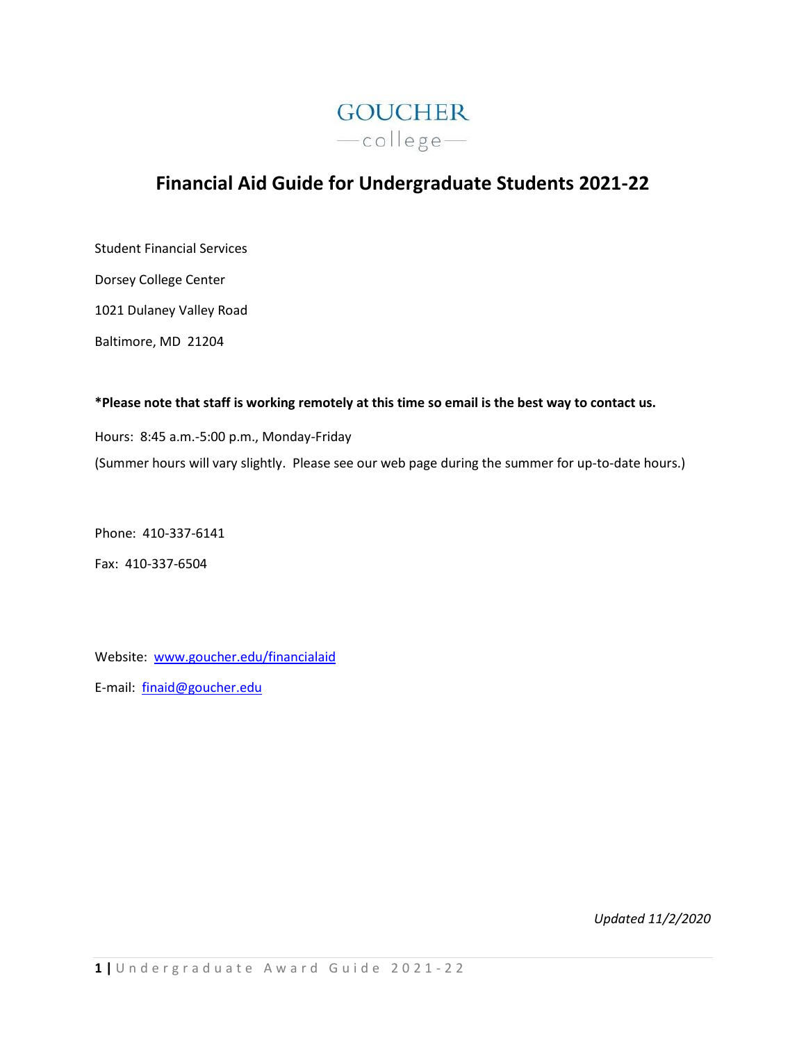GOUCHER
—college—

# Financial Aid Guide for Undergraduate Students 2021-22

Student Financial Services

Dorsey College Center

1021 Dulaney Valley Road

Baltimore, MD 21204

**\*Please note that staff is working remotely at this time so email is the best way to contact us.**

Hours: 8:45 a.m.-5:00 p.m., Monday-Friday

(Summer hours will vary slightly. Please see our web page during the summer for up-to-date hours.)

Phone: 410-337-6141

Fax: 410-337-6504

Website: [www.goucher.edu/financialaid](http://www.goucher.edu/financialaid)

E-mail: [finaid@goucher.edu](mailto:finaid@goucher.edu)

*Updated 11/2/2020*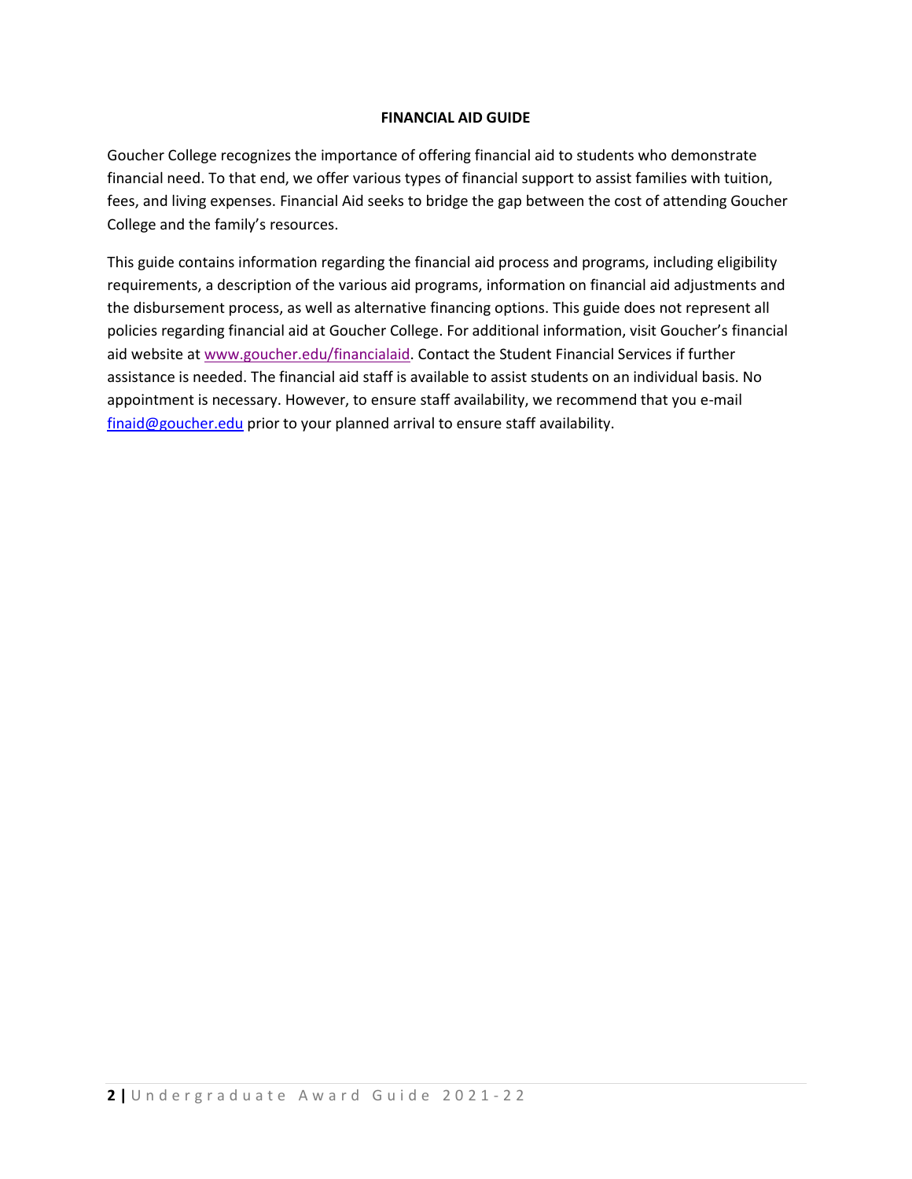# FINANCIAL AID GUIDE

Goucher College recognizes the importance of offering financial aid to students who demonstrate financial need. To that end, we offer various types of financial support to assist families with tuition, fees, and living expenses. Financial Aid seeks to bridge the gap between the cost of attending Goucher College and the family's resources.

This guide contains information regarding the financial aid process and programs, including eligibility requirements, a description of the various aid programs, information on financial aid adjustments and the disbursement process, as well as alternative financing options. This guide does not represent all policies regarding financial aid at Goucher College. For additional information, visit Goucher's financial aid website at [www.goucher.edu/financialaid](http://www.goucher.edu/financialaid). Contact the Student Financial Services if further assistance is needed. The financial aid staff is available to assist students on an individual basis. No appointment is necessary. However, to ensure staff availability, we recommend that you e-mail [finaid@goucher.edu](mailto:finaid@goucher.edu) prior to your planned arrival to ensure staff availability.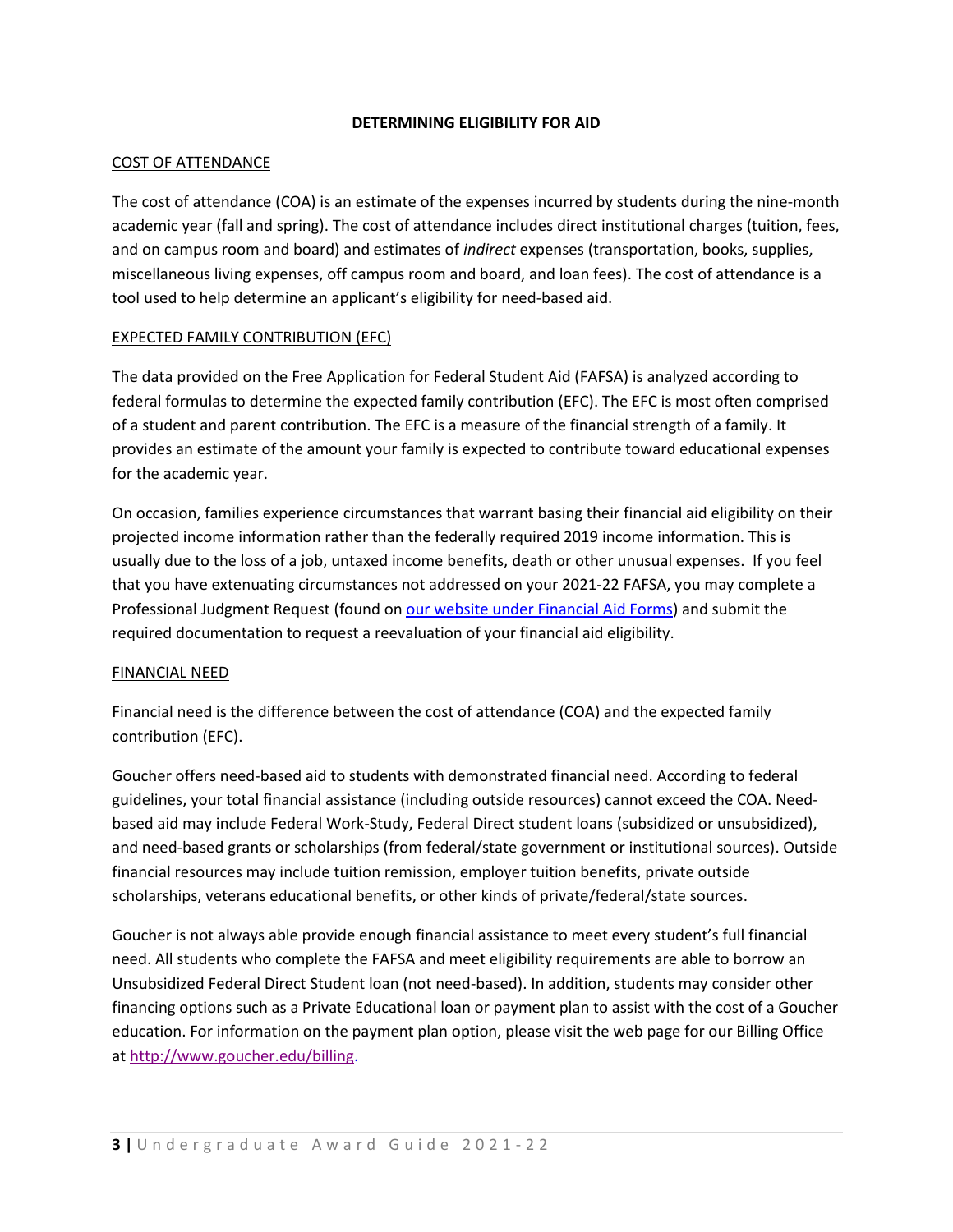## DETERMINING ELIGIBILITY FOR AID

### COST OF ATTENDANCE

The cost of attendance (COA) is an estimate of the expenses incurred by students during the nine-month academic year (fall and spring). The cost of attendance includes direct institutional charges (tuition, fees, and on campus room and board) and estimates of *indirect* expenses (transportation, books, supplies, miscellaneous living expenses, off campus room and board, and loan fees). The cost of attendance is a tool used to help determine an applicant's eligibility for need-based aid.

### EXPECTED FAMILY CONTRIBUTION (EFC)

The data provided on the Free Application for Federal Student Aid (FAFSA) is analyzed according to federal formulas to determine the expected family contribution (EFC). The EFC is most often comprised of a student and parent contribution. The EFC is a measure of the financial strength of a family. It provides an estimate of the amount your family is expected to contribute toward educational expenses for the academic year.

On occasion, families experience circumstances that warrant basing their financial aid eligibility on their projected income information rather than the federally required 2019 income information. This is usually due to the loss of a job, untaxed income benefits, death or other unusual expenses. If you feel that you have extenuating circumstances not addressed on your 2021-22 FAFSA, you may complete a Professional Judgment Request (found on our website under Financial Aid Forms) and submit the required documentation to request a reevaluation of your financial aid eligibility.

### FINANCIAL NEED

Financial need is the difference between the cost of attendance (COA) and the expected family contribution (EFC).

Goucher offers need-based aid to students with demonstrated financial need. According to federal guidelines, your total financial assistance (including outside resources) cannot exceed the COA. Need-based aid may include Federal Work-Study, Federal Direct student loans (subsidized or unsubsidized), and need-based grants or scholarships (from federal/state government or institutional sources). Outside financial resources may include tuition remission, employer tuition benefits, private outside scholarships, veterans educational benefits, or other kinds of private/federal/state sources.

Goucher is not always able provide enough financial assistance to meet every student's full financial need. All students who complete the FAFSA and meet eligibility requirements are able to borrow an Unsubsidized Federal Direct Student loan (not need-based). In addition, students may consider other financing options such as a Private Educational loan or payment plan to assist with the cost of a Goucher education. For information on the payment plan option, please visit the web page for our Billing Office at http://www.goucher.edu/billing.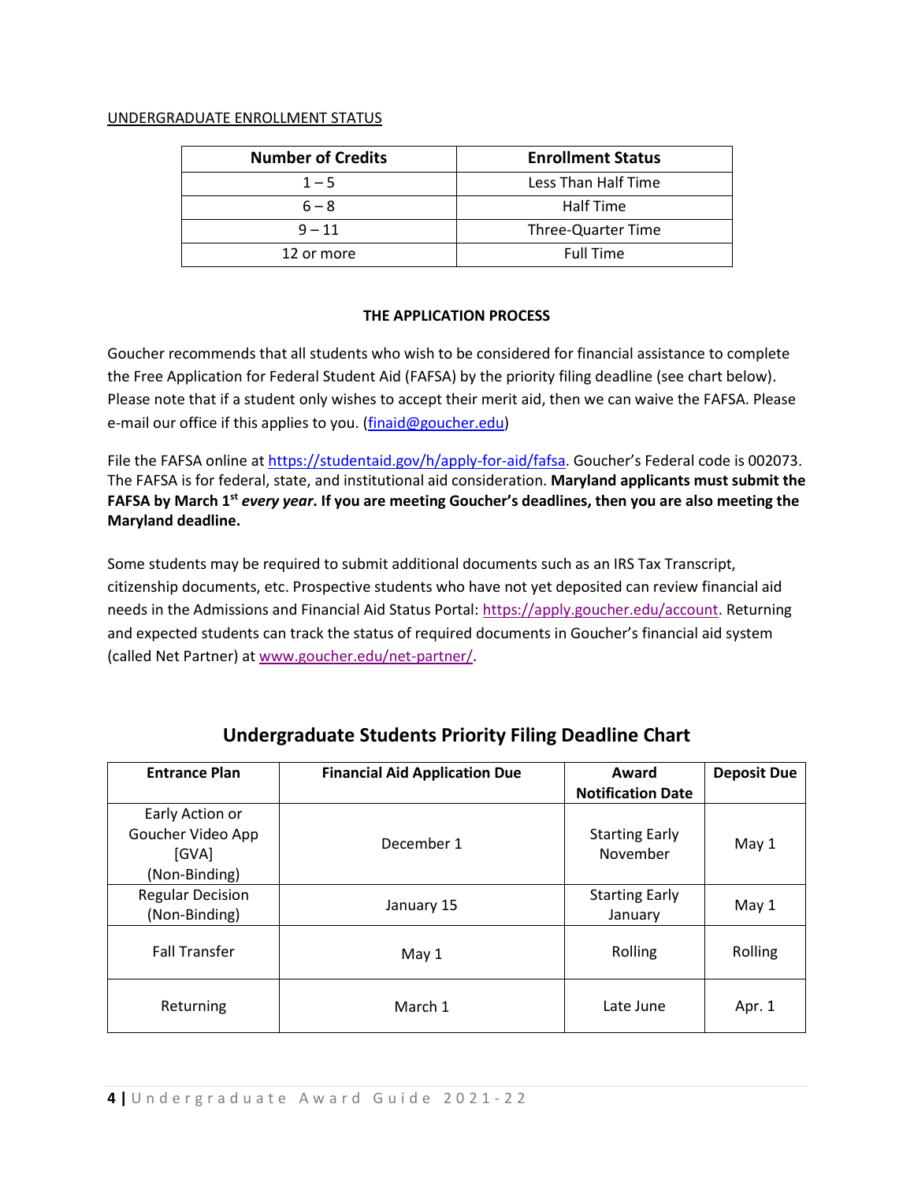UNDERGRADUATE ENROLLMENT STATUS

| Number of Credits | Enrollment Status |
|---|---|
| 1 – 5 | Less Than Half Time |
| 6 – 8 | Half Time |
| 9 – 11 | Three-Quarter Time |
| 12 or more | Full Time |

## THE APPLICATION PROCESS

Goucher recommends that all students who wish to be considered for financial assistance to complete the Free Application for Federal Student Aid (FAFSA) by the priority filing deadline (see chart below). Please note that if a student only wishes to accept their merit aid, then we can waive the FAFSA. Please e-mail our office if this applies to you. (finaid@goucher.edu)

File the FAFSA online at https://studentaid.gov/h/apply-for-aid/fafsa. Goucher's Federal code is 002073. The FAFSA is for federal, state, and institutional aid consideration. **Maryland applicants must submit the FAFSA by March 1st *every year*. If you are meeting Goucher's deadlines, then you are also meeting the Maryland deadline.**

Some students may be required to submit additional documents such as an IRS Tax Transcript, citizenship documents, etc. Prospective students who have not yet deposited can review financial aid needs in the Admissions and Financial Aid Status Portal: https://apply.goucher.edu/account. Returning and expected students can track the status of required documents in Goucher's financial aid system (called Net Partner) at www.goucher.edu/net-partner/.

## Undergraduate Students Priority Filing Deadline Chart

| Entrance Plan | Financial Aid Application Due | Award Notification Date | Deposit Due |
|---|---|---|---|
| Early Action or Goucher Video App [GVA] (Non-Binding) | December 1 | Starting Early November | May 1 |
| Regular Decision (Non-Binding) | January 15 | Starting Early January | May 1 |
| Fall Transfer | May 1 | Rolling | Rolling |
| Returning | March 1 | Late June | Apr. 1 |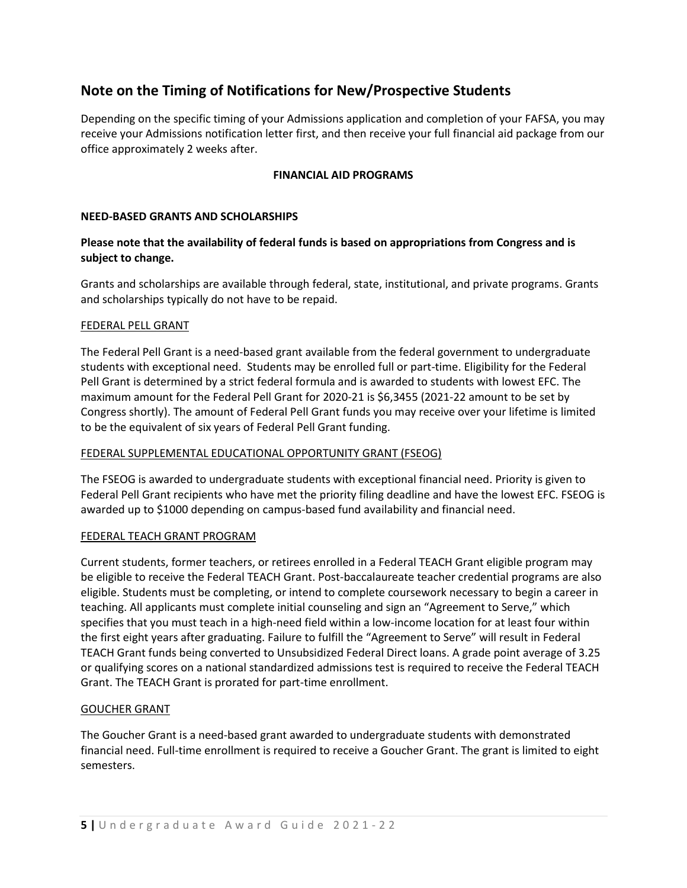## Note on the Timing of Notifications for New/Prospective Students

Depending on the specific timing of your Admissions application and completion of your FAFSA, you may receive your Admissions notification letter first, and then receive your full financial aid package from our office approximately 2 weeks after.

**FINANCIAL AID PROGRAMS**

**NEED-BASED GRANTS AND SCHOLARSHIPS**

**Please note that the availability of federal funds is based on appropriations from Congress and is subject to change.**

Grants and scholarships are available through federal, state, institutional, and private programs. Grants and scholarships typically do not have to be repaid.

FEDERAL PELL GRANT

The Federal Pell Grant is a need-based grant available from the federal government to undergraduate students with exceptional need. Students may be enrolled full or part-time. Eligibility for the Federal Pell Grant is determined by a strict federal formula and is awarded to students with lowest EFC. The maximum amount for the Federal Pell Grant for 2020-21 is $6,3455 (2021-22 amount to be set by Congress shortly). The amount of Federal Pell Grant funds you may receive over your lifetime is limited to be the equivalent of six years of Federal Pell Grant funding.

FEDERAL SUPPLEMENTAL EDUCATIONAL OPPORTUNITY GRANT (FSEOG)

The FSEOG is awarded to undergraduate students with exceptional financial need. Priority is given to Federal Pell Grant recipients who have met the priority filing deadline and have the lowest EFC. FSEOG is awarded up to $1000 depending on campus-based fund availability and financial need.

FEDERAL TEACH GRANT PROGRAM

Current students, former teachers, or retirees enrolled in a Federal TEACH Grant eligible program may be eligible to receive the Federal TEACH Grant. Post-baccalaureate teacher credential programs are also eligible. Students must be completing, or intend to complete coursework necessary to begin a career in teaching. All applicants must complete initial counseling and sign an "Agreement to Serve," which specifies that you must teach in a high-need field within a low-income location for at least four within the first eight years after graduating. Failure to fulfill the "Agreement to Serve" will result in Federal TEACH Grant funds being converted to Unsubsidized Federal Direct loans. A grade point average of 3.25 or qualifying scores on a national standardized admissions test is required to receive the Federal TEACH Grant. The TEACH Grant is prorated for part-time enrollment.

GOUCHER GRANT

The Goucher Grant is a need-based grant awarded to undergraduate students with demonstrated financial need. Full-time enrollment is required to receive a Goucher Grant. The grant is limited to eight semesters.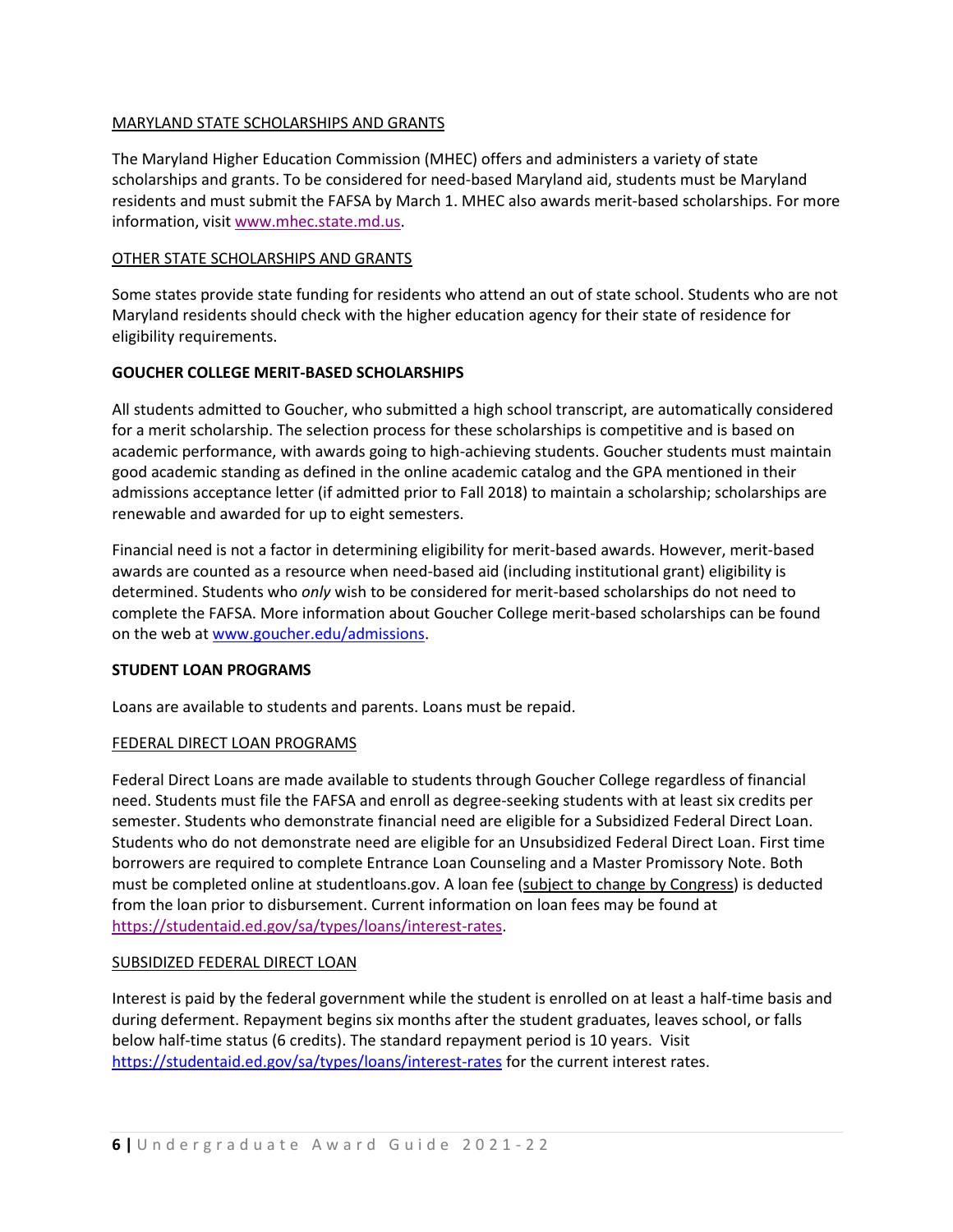MARYLAND STATE SCHOLARSHIPS AND GRANTS

The Maryland Higher Education Commission (MHEC) offers and administers a variety of state scholarships and grants. To be considered for need-based Maryland aid, students must be Maryland residents and must submit the FAFSA by March 1. MHEC also awards merit-based scholarships. For more information, visit [www.mhec.state.md.us](www.mhec.state.md.us).

OTHER STATE SCHOLARSHIPS AND GRANTS

Some states provide state funding for residents who attend an out of state school. Students who are not Maryland residents should check with the higher education agency for their state of residence for eligibility requirements.

**GOUCHER COLLEGE MERIT-BASED SCHOLARSHIPS**

All students admitted to Goucher, who submitted a high school transcript, are automatically considered for a merit scholarship. The selection process for these scholarships is competitive and is based on academic performance, with awards going to high-achieving students. Goucher students must maintain good academic standing as defined in the online academic catalog and the GPA mentioned in their admissions acceptance letter (if admitted prior to Fall 2018) to maintain a scholarship; scholarships are renewable and awarded for up to eight semesters.

Financial need is not a factor in determining eligibility for merit-based awards. However, merit-based awards are counted as a resource when need-based aid (including institutional grant) eligibility is determined. Students who *only* wish to be considered for merit-based scholarships do not need to complete the FAFSA. More information about Goucher College merit-based scholarships can be found on the web at [www.goucher.edu/admissions](www.goucher.edu/admissions).

**STUDENT LOAN PROGRAMS**

Loans are available to students and parents. Loans must be repaid.

FEDERAL DIRECT LOAN PROGRAMS

Federal Direct Loans are made available to students through Goucher College regardless of financial need. Students must file the FAFSA and enroll as degree-seeking students with at least six credits per semester. Students who demonstrate financial need are eligible for a Subsidized Federal Direct Loan. Students who do not demonstrate need are eligible for an Unsubsidized Federal Direct Loan. First time borrowers are required to complete Entrance Loan Counseling and a Master Promissory Note. Both must be completed online at studentloans.gov. A loan fee (subject to change by Congress) is deducted from the loan prior to disbursement. Current information on loan fees may be found at [https://studentaid.ed.gov/sa/types/loans/interest-rates](https://studentaid.ed.gov/sa/types/loans/interest-rates).

SUBSIDIZED FEDERAL DIRECT LOAN

Interest is paid by the federal government while the student is enrolled on at least a half-time basis and during deferment. Repayment begins six months after the student graduates, leaves school, or falls below half-time status (6 credits). The standard repayment period is 10 years. Visit [https://studentaid.ed.gov/sa/types/loans/interest-rates](https://studentaid.ed.gov/sa/types/loans/interest-rates) for the current interest rates.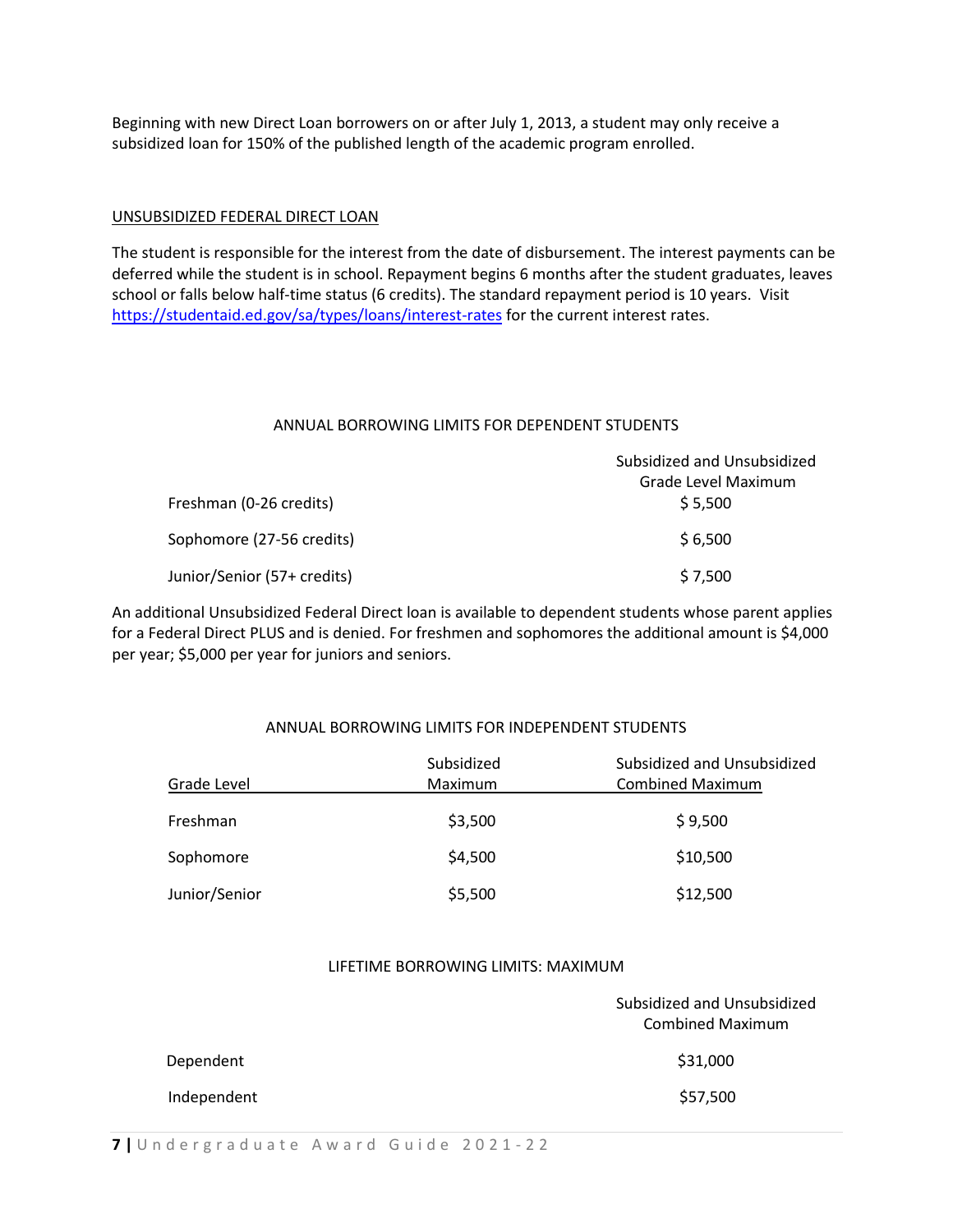Beginning with new Direct Loan borrowers on or after July 1, 2013, a student may only receive a subsidized loan for 150% of the published length of the academic program enrolled.

## UNSUBSIDIZED FEDERAL DIRECT LOAN

The student is responsible for the interest from the date of disbursement. The interest payments can be deferred while the student is in school. Repayment begins 6 months after the student graduates, leaves school or falls below half-time status (6 credits). The standard repayment period is 10 years. Visit [https://studentaid.ed.gov/sa/types/loans/interest-rates](https://studentaid.ed.gov/sa/types/loans/interest-rates) for the current interest rates.

### ANNUAL BORROWING LIMITS FOR DEPENDENT STUDENTS

| | Subsidized and Unsubsidized Grade Level Maximum |
|---|---|
| Freshman (0-26 credits) | $ 5,500 |
| Sophomore (27-56 credits) | $ 6,500 |
| Junior/Senior (57+ credits) | $ 7,500 |

An additional Unsubsidized Federal Direct loan is available to dependent students whose parent applies for a Federal Direct PLUS and is denied. For freshmen and sophomores the additional amount is $4,000 per year; $5,000 per year for juniors and seniors.

### ANNUAL BORROWING LIMITS FOR INDEPENDENT STUDENTS

| Grade Level | Subsidized Maximum | Subsidized and Unsubsidized Combined Maximum |
|---|---|---|
| Freshman | $3,500 | $ 9,500 |
| Sophomore | $4,500 | $10,500 |
| Junior/Senior | $5,500 | $12,500 |

### LIFETIME BORROWING LIMITS: MAXIMUM

| | Subsidized and Unsubsidized Combined Maximum |
|---|---|
| Dependent | $31,000 |
| Independent | $57,500 |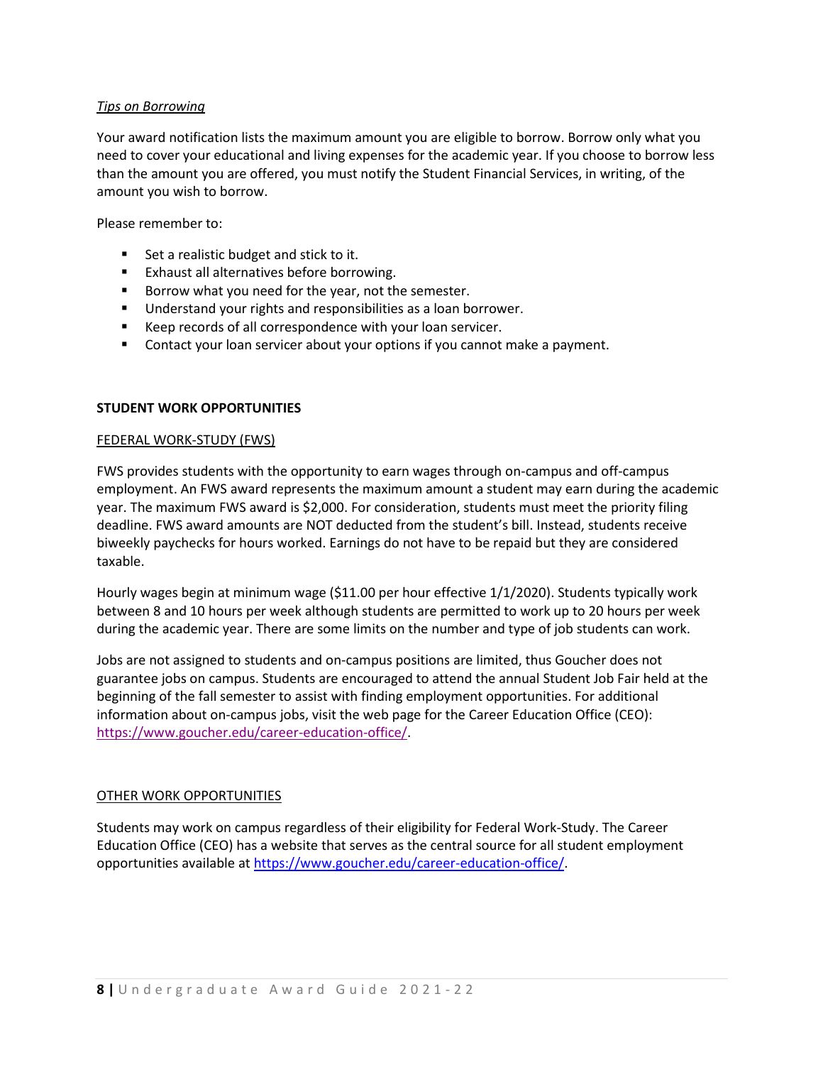*Tips on Borrowing*

Your award notification lists the maximum amount you are eligible to borrow. Borrow only what you need to cover your educational and living expenses for the academic year. If you choose to borrow less than the amount you are offered, you must notify the Student Financial Services, in writing, of the amount you wish to borrow.

Please remember to:

- Set a realistic budget and stick to it.
- Exhaust all alternatives before borrowing.
- Borrow what you need for the year, not the semester.
- Understand your rights and responsibilities as a loan borrower.
- Keep records of all correspondence with your loan servicer.
- Contact your loan servicer about your options if you cannot make a payment.

## STUDENT WORK OPPORTUNITIES

### FEDERAL WORK-STUDY (FWS)

FWS provides students with the opportunity to earn wages through on-campus and off-campus employment. An FWS award represents the maximum amount a student may earn during the academic year. The maximum FWS award is $2,000. For consideration, students must meet the priority filing deadline. FWS award amounts are NOT deducted from the student's bill. Instead, students receive biweekly paychecks for hours worked. Earnings do not have to be repaid but they are considered taxable.

Hourly wages begin at minimum wage ($11.00 per hour effective 1/1/2020). Students typically work between 8 and 10 hours per week although students are permitted to work up to 20 hours per week during the academic year. There are some limits on the number and type of job students can work.

Jobs are not assigned to students and on-campus positions are limited, thus Goucher does not guarantee jobs on campus. Students are encouraged to attend the annual Student Job Fair held at the beginning of the fall semester to assist with finding employment opportunities. For additional information about on-campus jobs, visit the web page for the Career Education Office (CEO): https://www.goucher.edu/career-education-office/.

### OTHER WORK OPPORTUNITIES

Students may work on campus regardless of their eligibility for Federal Work-Study. The Career Education Office (CEO) has a website that serves as the central source for all student employment opportunities available at https://www.goucher.edu/career-education-office/.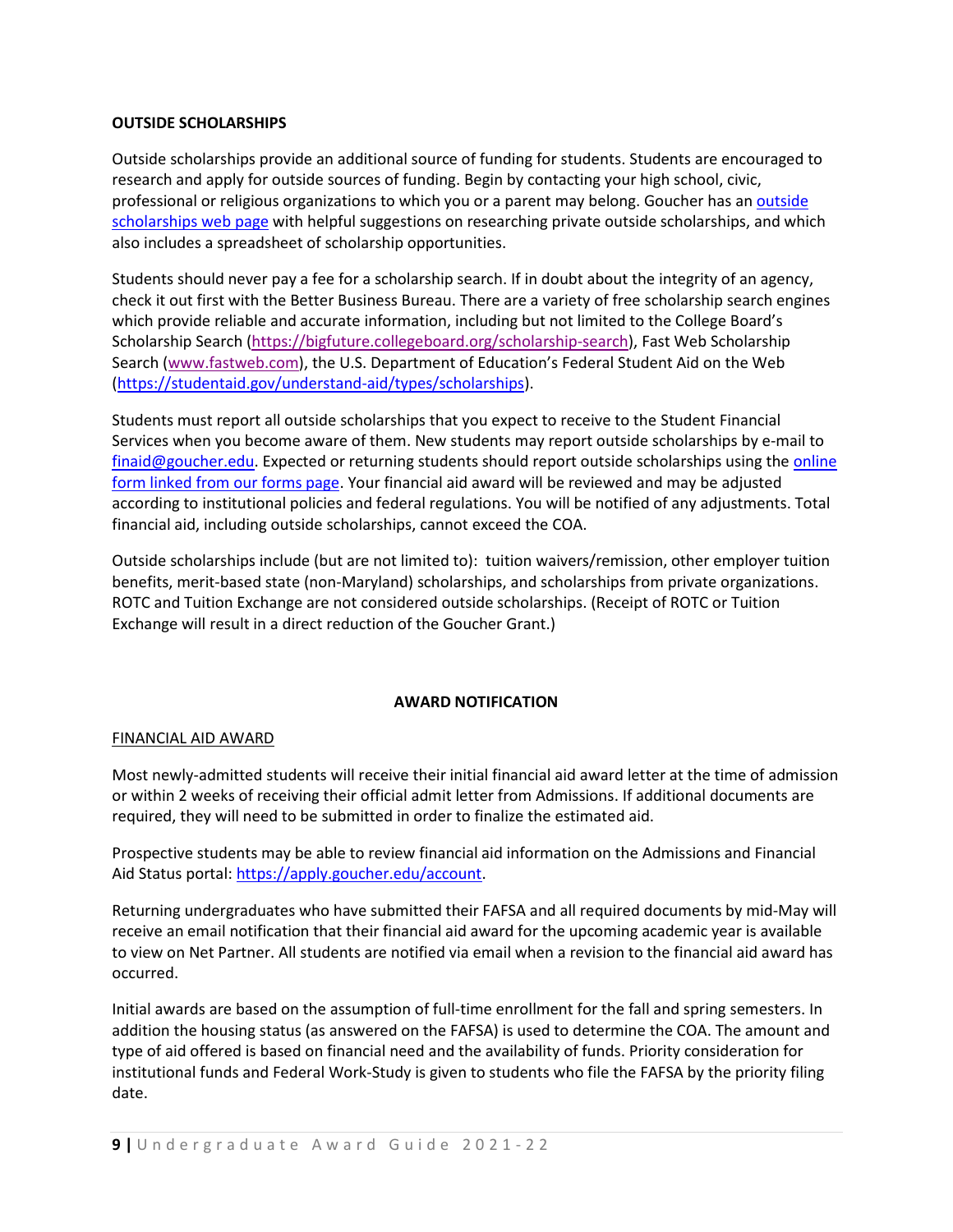## OUTSIDE SCHOLARSHIPS

Outside scholarships provide an additional source of funding for students. Students are encouraged to research and apply for outside sources of funding. Begin by contacting your high school, civic, professional or religious organizations to which you or a parent may belong. Goucher has an [outside scholarships web page](#) with helpful suggestions on researching private outside scholarships, and which also includes a spreadsheet of scholarship opportunities.

Students should never pay a fee for a scholarship search. If in doubt about the integrity of an agency, check it out first with the Better Business Bureau. There are a variety of free scholarship search engines which provide reliable and accurate information, including but not limited to the College Board's Scholarship Search (https://bigfuture.collegeboard.org/scholarship-search), Fast Web Scholarship Search (www.fastweb.com), the U.S. Department of Education's Federal Student Aid on the Web (https://studentaid.gov/understand-aid/types/scholarships).

Students must report all outside scholarships that you expect to receive to the Student Financial Services when you become aware of them. New students may report outside scholarships by e-mail to finaid@goucher.edu. Expected or returning students should report outside scholarships using the [online form linked from our forms page](#). Your financial aid award will be reviewed and may be adjusted according to institutional policies and federal regulations. You will be notified of any adjustments. Total financial aid, including outside scholarships, cannot exceed the COA.

Outside scholarships include (but are not limited to): tuition waivers/remission, other employer tuition benefits, merit-based state (non-Maryland) scholarships, and scholarships from private organizations. ROTC and Tuition Exchange are not considered outside scholarships. (Receipt of ROTC or Tuition Exchange will result in a direct reduction of the Goucher Grant.)

## AWARD NOTIFICATION

### FINANCIAL AID AWARD

Most newly-admitted students will receive their initial financial aid award letter at the time of admission or within 2 weeks of receiving their official admit letter from Admissions. If additional documents are required, they will need to be submitted in order to finalize the estimated aid.

Prospective students may be able to review financial aid information on the Admissions and Financial Aid Status portal: https://apply.goucher.edu/account.

Returning undergraduates who have submitted their FAFSA and all required documents by mid-May will receive an email notification that their financial aid award for the upcoming academic year is available to view on Net Partner. All students are notified via email when a revision to the financial aid award has occurred.

Initial awards are based on the assumption of full-time enrollment for the fall and spring semesters. In addition the housing status (as answered on the FAFSA) is used to determine the COA. The amount and type of aid offered is based on financial need and the availability of funds. Priority consideration for institutional funds and Federal Work-Study is given to students who file the FAFSA by the priority filing date.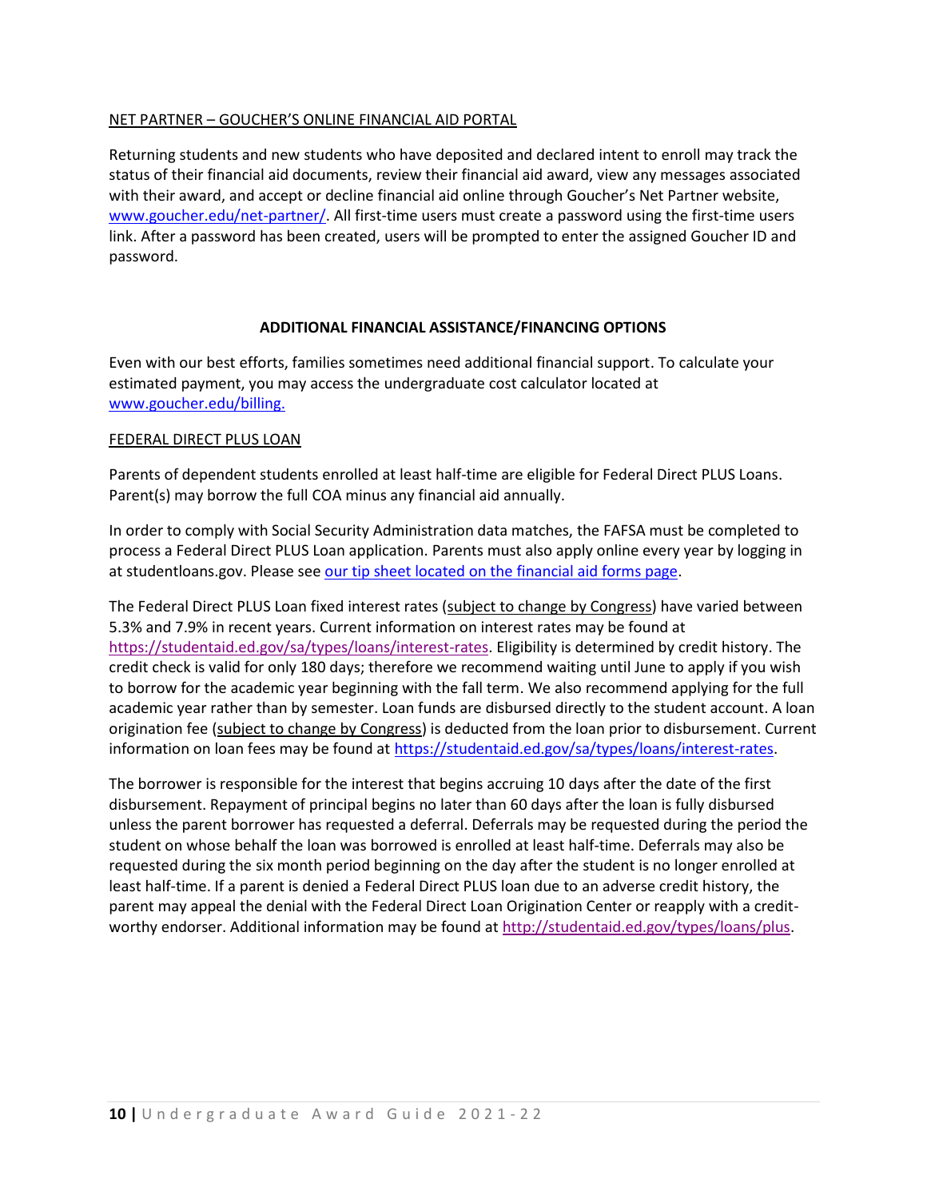NET PARTNER – GOUCHER'S ONLINE FINANCIAL AID PORTAL

Returning students and new students who have deposited and declared intent to enroll may track the status of their financial aid documents, review their financial aid award, view any messages associated with their award, and accept or decline financial aid online through Goucher's Net Partner website, [www.goucher.edu/net-partner/](www.goucher.edu/net-partner/). All first-time users must create a password using the first-time users link. After a password has been created, users will be prompted to enter the assigned Goucher ID and password.

## ADDITIONAL FINANCIAL ASSISTANCE/FINANCING OPTIONS

Even with our best efforts, families sometimes need additional financial support. To calculate your estimated payment, you may access the undergraduate cost calculator located at [www.goucher.edu/billing.](www.goucher.edu/billing)

FEDERAL DIRECT PLUS LOAN

Parents of dependent students enrolled at least half-time are eligible for Federal Direct PLUS Loans. Parent(s) may borrow the full COA minus any financial aid annually.

In order to comply with Social Security Administration data matches, the FAFSA must be completed to process a Federal Direct PLUS Loan application. Parents must also apply online every year by logging in at studentloans.gov. Please see our tip sheet located on the financial aid forms page.

The Federal Direct PLUS Loan fixed interest rates (subject to change by Congress) have varied between 5.3% and 7.9% in recent years. Current information on interest rates may be found at <https://studentaid.ed.gov/sa/types/loans/interest-rates>. Eligibility is determined by credit history. The credit check is valid for only 180 days; therefore we recommend waiting until June to apply if you wish to borrow for the academic year beginning with the fall term. We also recommend applying for the full academic year rather than by semester. Loan funds are disbursed directly to the student account. A loan origination fee (subject to change by Congress) is deducted from the loan prior to disbursement. Current information on loan fees may be found at <https://studentaid.ed.gov/sa/types/loans/interest-rates>.

The borrower is responsible for the interest that begins accruing 10 days after the date of the first disbursement. Repayment of principal begins no later than 60 days after the loan is fully disbursed unless the parent borrower has requested a deferral. Deferrals may be requested during the period the student on whose behalf the loan was borrowed is enrolled at least half-time. Deferrals may also be requested during the six month period beginning on the day after the student is no longer enrolled at least half-time. If a parent is denied a Federal Direct PLUS loan due to an adverse credit history, the parent may appeal the denial with the Federal Direct Loan Origination Center or reapply with a credit-worthy endorser. Additional information may be found at <http://studentaid.ed.gov/types/loans/plus>.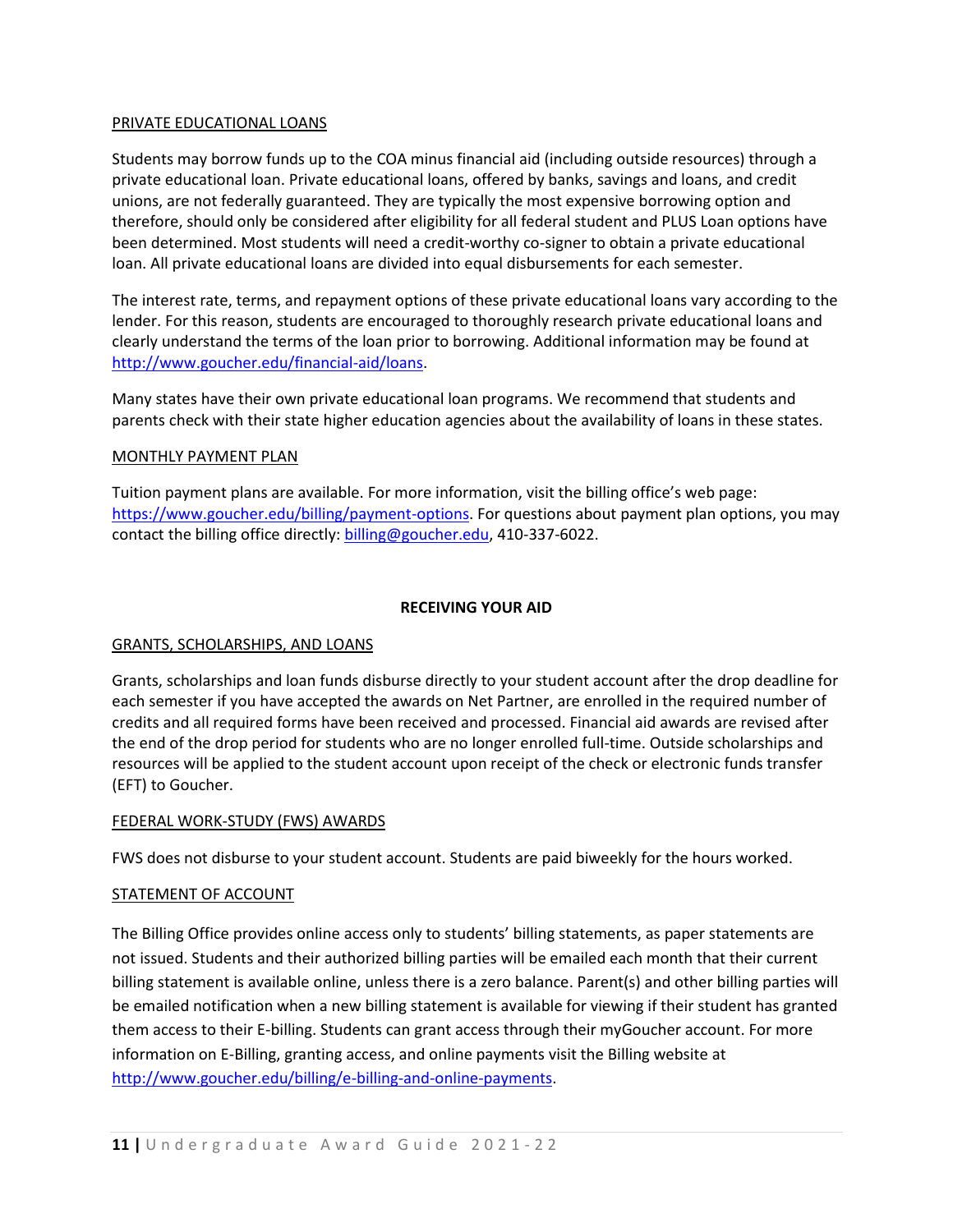### PRIVATE EDUCATIONAL LOANS

Students may borrow funds up to the COA minus financial aid (including outside resources) through a private educational loan. Private educational loans, offered by banks, savings and loans, and credit unions, are not federally guaranteed. They are typically the most expensive borrowing option and therefore, should only be considered after eligibility for all federal student and PLUS Loan options have been determined. Most students will need a credit-worthy co-signer to obtain a private educational loan. All private educational loans are divided into equal disbursements for each semester.

The interest rate, terms, and repayment options of these private educational loans vary according to the lender. For this reason, students are encouraged to thoroughly research private educational loans and clearly understand the terms of the loan prior to borrowing. Additional information may be found at http://www.goucher.edu/financial-aid/loans.

Many states have their own private educational loan programs. We recommend that students and parents check with their state higher education agencies about the availability of loans in these states.

### MONTHLY PAYMENT PLAN

Tuition payment plans are available. For more information, visit the billing office's web page: https://www.goucher.edu/billing/payment-options. For questions about payment plan options, you may contact the billing office directly: billing@goucher.edu, 410-337-6022.

## RECEIVING YOUR AID

### GRANTS, SCHOLARSHIPS, AND LOANS

Grants, scholarships and loan funds disburse directly to your student account after the drop deadline for each semester if you have accepted the awards on Net Partner, are enrolled in the required number of credits and all required forms have been received and processed. Financial aid awards are revised after the end of the drop period for students who are no longer enrolled full-time. Outside scholarships and resources will be applied to the student account upon receipt of the check or electronic funds transfer (EFT) to Goucher.

### FEDERAL WORK-STUDY (FWS) AWARDS

FWS does not disburse to your student account. Students are paid biweekly for the hours worked.

### STATEMENT OF ACCOUNT

The Billing Office provides online access only to students' billing statements, as paper statements are not issued. Students and their authorized billing parties will be emailed each month that their current billing statement is available online, unless there is a zero balance. Parent(s) and other billing parties will be emailed notification when a new billing statement is available for viewing if their student has granted them access to their E-billing. Students can grant access through their myGoucher account. For more information on E-Billing, granting access, and online payments visit the Billing website at http://www.goucher.edu/billing/e-billing-and-online-payments.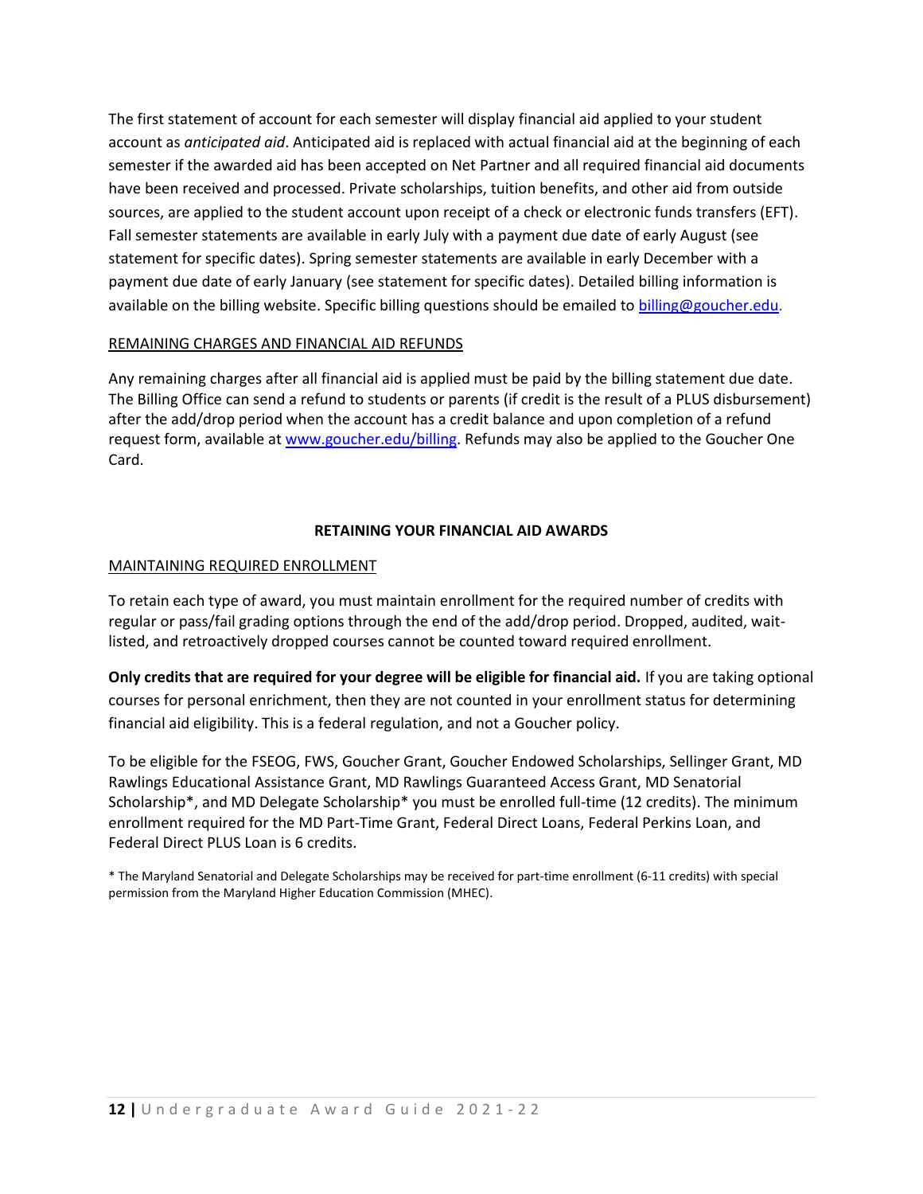The first statement of account for each semester will display financial aid applied to your student account as *anticipated aid*. Anticipated aid is replaced with actual financial aid at the beginning of each semester if the awarded aid has been accepted on Net Partner and all required financial aid documents have been received and processed. Private scholarships, tuition benefits, and other aid from outside sources, are applied to the student account upon receipt of a check or electronic funds transfers (EFT). Fall semester statements are available in early July with a payment due date of early August (see statement for specific dates). Spring semester statements are available in early December with a payment due date of early January (see statement for specific dates). Detailed billing information is available on the billing website. Specific billing questions should be emailed to billing@goucher.edu.

REMAINING CHARGES AND FINANCIAL AID REFUNDS

Any remaining charges after all financial aid is applied must be paid by the billing statement due date. The Billing Office can send a refund to students or parents (if credit is the result of a PLUS disbursement) after the add/drop period when the account has a credit balance and upon completion of a refund request form, available at www.goucher.edu/billing. Refunds may also be applied to the Goucher One Card.

## RETAINING YOUR FINANCIAL AID AWARDS

MAINTAINING REQUIRED ENROLLMENT

To retain each type of award, you must maintain enrollment for the required number of credits with regular or pass/fail grading options through the end of the add/drop period. Dropped, audited, wait-listed, and retroactively dropped courses cannot be counted toward required enrollment.

**Only credits that are required for your degree will be eligible for financial aid.** If you are taking optional courses for personal enrichment, then they are not counted in your enrollment status for determining financial aid eligibility. This is a federal regulation, and not a Goucher policy.

To be eligible for the FSEOG, FWS, Goucher Grant, Goucher Endowed Scholarships, Sellinger Grant, MD Rawlings Educational Assistance Grant, MD Rawlings Guaranteed Access Grant, MD Senatorial Scholarship*, and MD Delegate Scholarship* you must be enrolled full-time (12 credits). The minimum enrollment required for the MD Part-Time Grant, Federal Direct Loans, Federal Perkins Loan, and Federal Direct PLUS Loan is 6 credits.

* The Maryland Senatorial and Delegate Scholarships may be received for part-time enrollment (6-11 credits) with special permission from the Maryland Higher Education Commission (MHEC).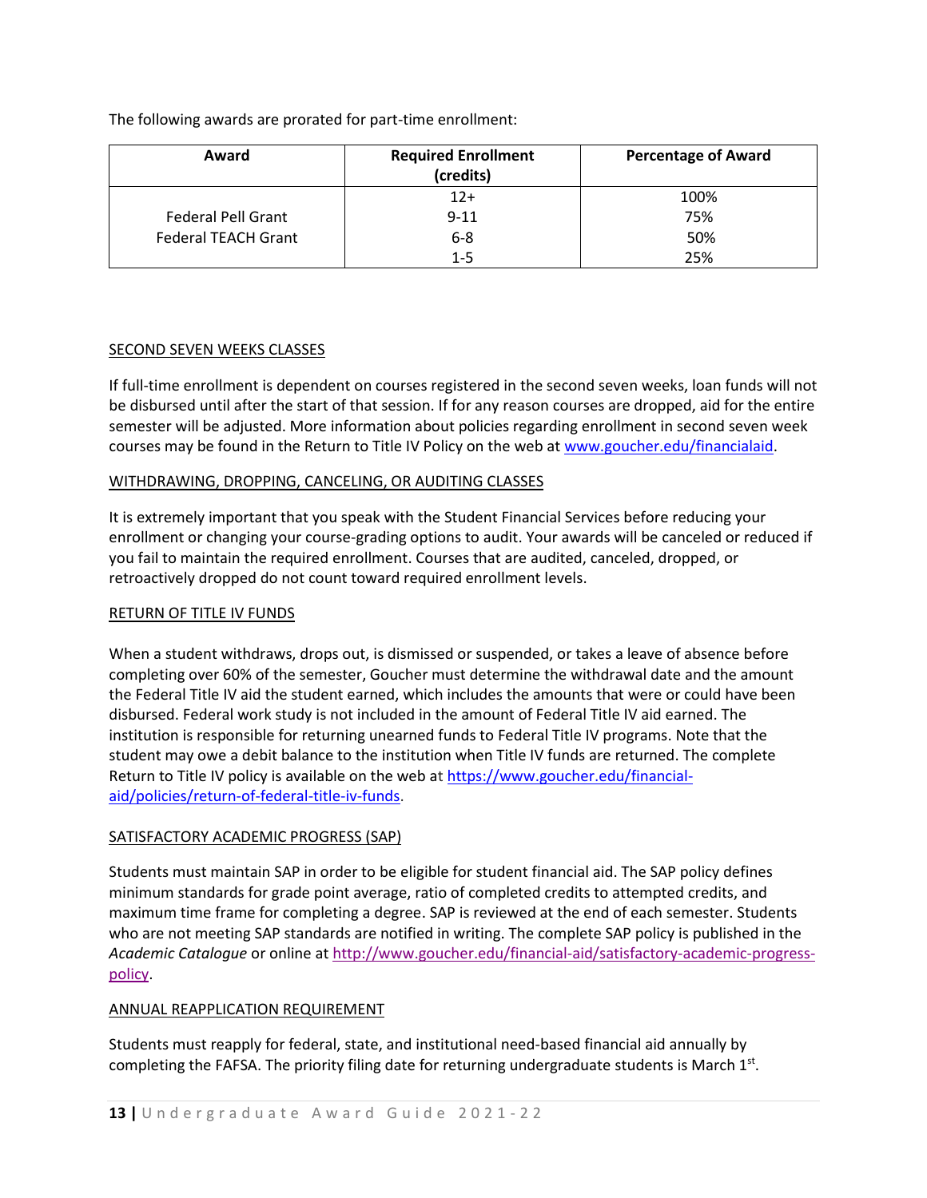The following awards are prorated for part-time enrollment:

| Award | Required Enrollment (credits) | Percentage of Award |
|---|---|---|
| Federal Pell Grant<br>Federal TEACH Grant | 12+ | 100% |
| | 9-11 | 75% |
| | 6-8 | 50% |
| | 1-5 | 25% |

SECOND SEVEN WEEKS CLASSES

If full-time enrollment is dependent on courses registered in the second seven weeks, loan funds will not be disbursed until after the start of that session. If for any reason courses are dropped, aid for the entire semester will be adjusted. More information about policies regarding enrollment in second seven week courses may be found in the Return to Title IV Policy on the web at www.goucher.edu/financialaid.

WITHDRAWING, DROPPING, CANCELING, OR AUDITING CLASSES

It is extremely important that you speak with the Student Financial Services before reducing your enrollment or changing your course-grading options to audit. Your awards will be canceled or reduced if you fail to maintain the required enrollment. Courses that are audited, canceled, dropped, or retroactively dropped do not count toward required enrollment levels.

RETURN OF TITLE IV FUNDS

When a student withdraws, drops out, is dismissed or suspended, or takes a leave of absence before completing over 60% of the semester, Goucher must determine the withdrawal date and the amount the Federal Title IV aid the student earned, which includes the amounts that were or could have been disbursed. Federal work study is not included in the amount of Federal Title IV aid earned. The institution is responsible for returning unearned funds to Federal Title IV programs. Note that the student may owe a debit balance to the institution when Title IV funds are returned. The complete Return to Title IV policy is available on the web at https://www.goucher.edu/financial-aid/policies/return-of-federal-title-iv-funds.

SATISFACTORY ACADEMIC PROGRESS (SAP)

Students must maintain SAP in order to be eligible for student financial aid. The SAP policy defines minimum standards for grade point average, ratio of completed credits to attempted credits, and maximum time frame for completing a degree. SAP is reviewed at the end of each semester. Students who are not meeting SAP standards are notified in writing. The complete SAP policy is published in the *Academic Catalogue* or online at http://www.goucher.edu/financial-aid/satisfactory-academic-progress-policy.

ANNUAL REAPPLICATION REQUIREMENT

Students must reapply for federal, state, and institutional need-based financial aid annually by completing the FAFSA. The priority filing date for returning undergraduate students is March 1st.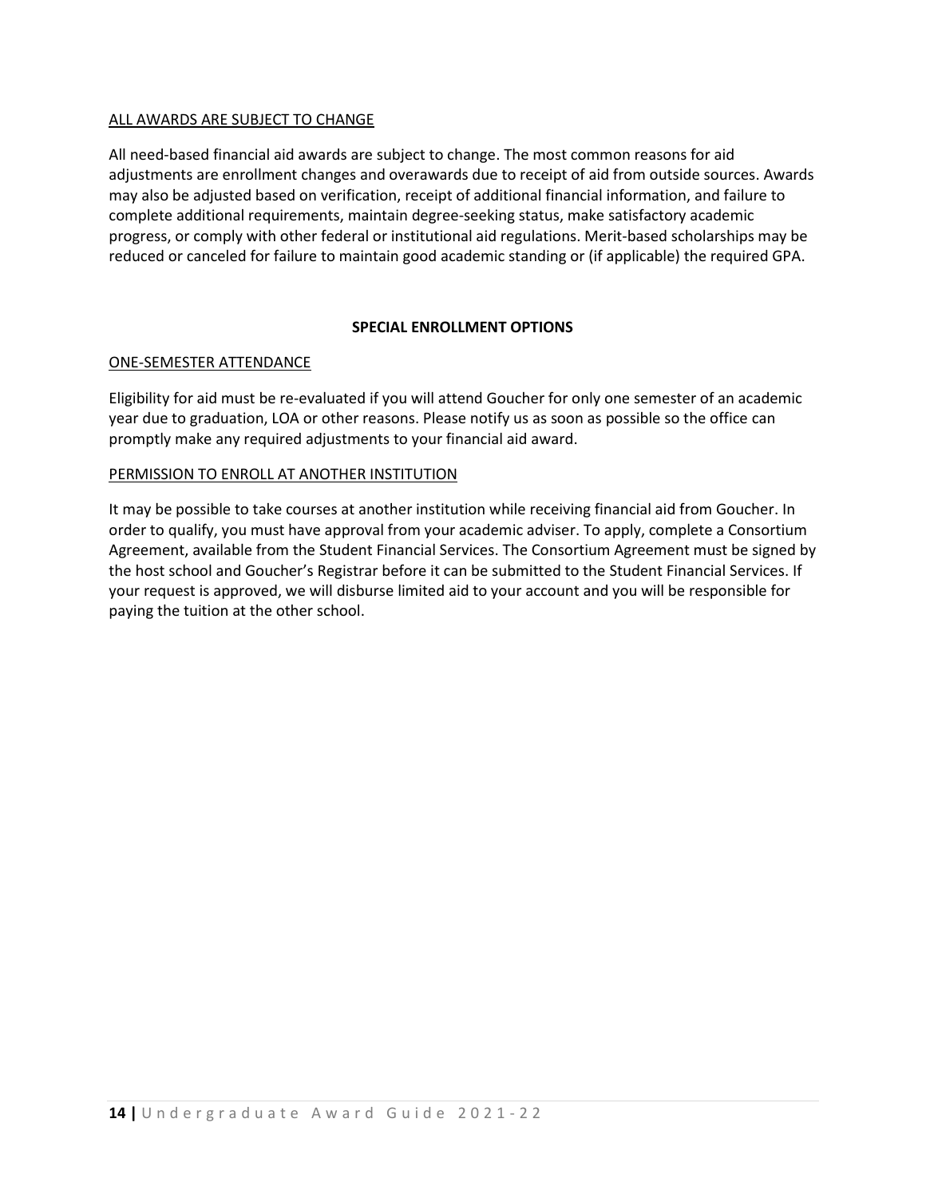### ALL AWARDS ARE SUBJECT TO CHANGE

All need-based financial aid awards are subject to change. The most common reasons for aid adjustments are enrollment changes and overawards due to receipt of aid from outside sources. Awards may also be adjusted based on verification, receipt of additional financial information, and failure to complete additional requirements, maintain degree-seeking status, make satisfactory academic progress, or comply with other federal or institutional aid regulations. Merit-based scholarships may be reduced or canceled for failure to maintain good academic standing or (if applicable) the required GPA.

## SPECIAL ENROLLMENT OPTIONS

### ONE-SEMESTER ATTENDANCE

Eligibility for aid must be re-evaluated if you will attend Goucher for only one semester of an academic year due to graduation, LOA or other reasons. Please notify us as soon as possible so the office can promptly make any required adjustments to your financial aid award.

### PERMISSION TO ENROLL AT ANOTHER INSTITUTION

It may be possible to take courses at another institution while receiving financial aid from Goucher. In order to qualify, you must have approval from your academic adviser. To apply, complete a Consortium Agreement, available from the Student Financial Services. The Consortium Agreement must be signed by the host school and Goucher's Registrar before it can be submitted to the Student Financial Services. If your request is approved, we will disburse limited aid to your account and you will be responsible for paying the tuition at the other school.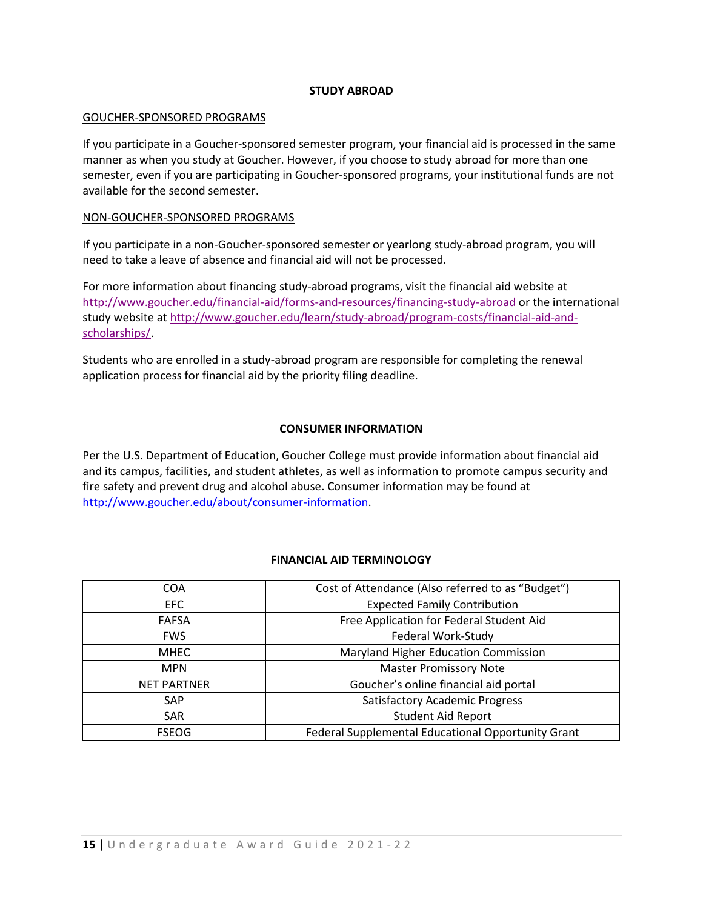## STUDY ABROAD

GOUCHER-SPONSORED PROGRAMS

If you participate in a Goucher-sponsored semester program, your financial aid is processed in the same manner as when you study at Goucher. However, if you choose to study abroad for more than one semester, even if you are participating in Goucher-sponsored programs, your institutional funds are not available for the second semester.

NON-GOUCHER-SPONSORED PROGRAMS

If you participate in a non-Goucher-sponsored semester or yearlong study-abroad program, you will need to take a leave of absence and financial aid will not be processed.

For more information about financing study-abroad programs, visit the financial aid website at [http://www.goucher.edu/financial-aid/forms-and-resources/financing-study-abroad](http://www.goucher.edu/financial-aid/forms-and-resources/financing-study-abroad) or the international study website at [http://www.goucher.edu/learn/study-abroad/program-costs/financial-aid-and-scholarships/](http://www.goucher.edu/learn/study-abroad/program-costs/financial-aid-and-scholarships/).

Students who are enrolled in a study-abroad program are responsible for completing the renewal application process for financial aid by the priority filing deadline.

## CONSUMER INFORMATION

Per the U.S. Department of Education, Goucher College must provide information about financial aid and its campus, facilities, and student athletes, as well as information to promote campus security and fire safety and prevent drug and alcohol abuse. Consumer information may be found at [http://www.goucher.edu/about/consumer-information](http://www.goucher.edu/about/consumer-information).

## FINANCIAL AID TERMINOLOGY

| | |
|---|---|
| COA | Cost of Attendance (Also referred to as "Budget") |
| EFC | Expected Family Contribution |
| FAFSA | Free Application for Federal Student Aid |
| FWS | Federal Work-Study |
| MHEC | Maryland Higher Education Commission |
| MPN | Master Promissory Note |
| NET PARTNER | Goucher's online financial aid portal |
| SAP | Satisfactory Academic Progress |
| SAR | Student Aid Report |
| FSEOG | Federal Supplemental Educational Opportunity Grant |